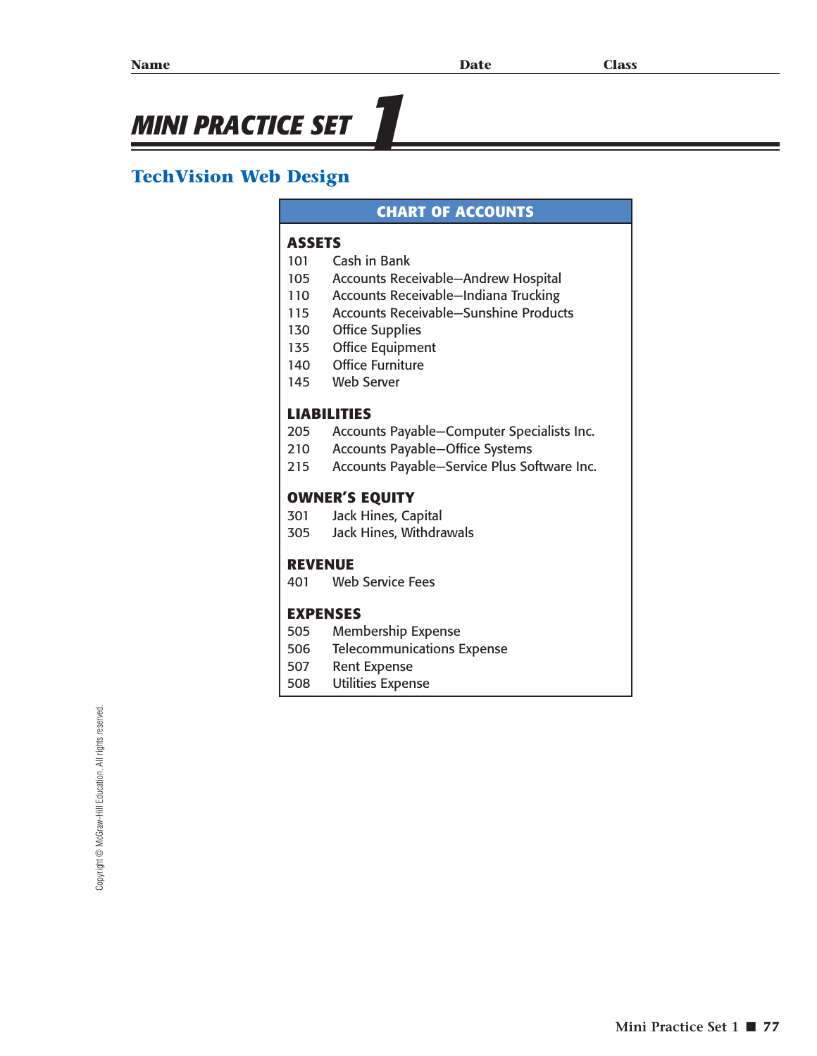Name Date Class

# MINI PRACTICE SET 1

## TechVision Web Design

### CHART OF ACCOUNTS

**ASSETS**

| | |
|---|---|
| 101 | Cash in Bank |
| 105 | Accounts Receivable—Andrew Hospital |
| 110 | Accounts Receivable—Indiana Trucking |
| 115 | Accounts Receivable—Sunshine Products |
| 130 | Office Supplies |
| 135 | Office Equipment |
| 140 | Office Furniture |
| 145 | Web Server |

**LIABILITIES**

| | |
|---|---|
| 205 | Accounts Payable—Computer Specialists Inc. |
| 210 | Accounts Payable—Office Systems |
| 215 | Accounts Payable—Service Plus Software Inc. |

**OWNER'S EQUITY**

| | |
|---|---|
| 301 | Jack Hines, Capital |
| 305 | Jack Hines, Withdrawals |

**REVENUE**

| | |
|---|---|
| 401 | Web Service Fees |

**EXPENSES**

| | |
|---|---|
| 505 | Membership Expense |
| 506 | Telecommunications Expense |
| 507 | Rent Expense |
| 508 | Utilities Expense |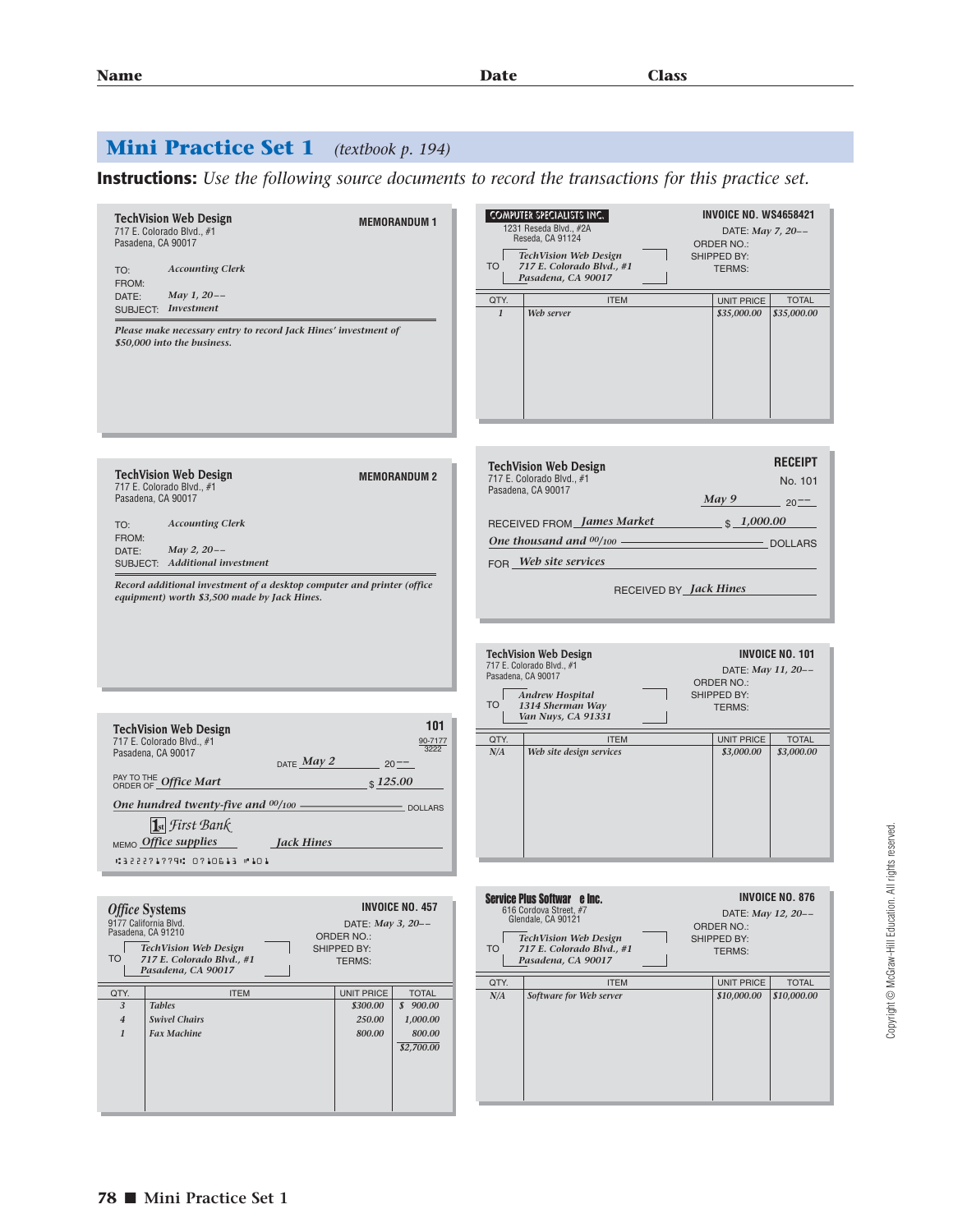**Name** **Date** **Class**

## Mini Practice Set 1 *(textbook p. 194)*

**Instructions:** *Use the following source documents to record the transactions for this practice set.*

---

**TechVision Web Design**
717 E. Colorado Blvd., #1
Pasadena, CA 90017

**MEMORANDUM 1**

TO: *Accounting Clerk*
FROM:
DATE: *May 1, 20––*
SUBJECT: *Investment*

*Please make necessary entry to record Jack Hines' investment of $50,000 into the business.*

---

**COMPUTER SPECIALISTS INC.**
1231 Reseda Blvd., #2A
Reseda, CA 91124

**INVOICE NO. WS4658421**

DATE: *May 7, 20––*
ORDER NO.:
SHIPPED BY:
TERMS:

TO *TechVision Web Design*
*717 E. Colorado Blvd., #1*
*Pasadena, CA 90017*

| QTY. | ITEM | UNIT PRICE | TOTAL |
|---|---|---|---|
| *1* | *Web server* | *$35,000.00* | *$35,000.00* |

---

**TechVision Web Design**
717 E. Colorado Blvd., #1
Pasadena, CA 90017

**MEMORANDUM 2**

TO: *Accounting Clerk*
FROM:
DATE: *May 2, 20––*
SUBJECT: *Additional investment*

*Record additional investment of a desktop computer and printer (office equipment) worth $3,500 made by Jack Hines.*

---

**TechVision Web Design**
717 E. Colorado Blvd., #1
Pasadena, CA 90017

**RECEIPT**
No. 101

*May 9* 20––

RECEIVED FROM *James Market* $ *1,000.00*
*One thousand and 00/100* DOLLARS
FOR *Web site services*

RECEIVED BY *Jack Hines*

---

**TechVision Web Design**
717 E. Colorado Blvd., #1
Pasadena, CA 90017

**101**
90-7177
3222

DATE *May 2* 20––

PAY TO THE ORDER OF *Office Mart* $ *125.00*
*One hundred twenty-five and 00/100* DOLLARS

First Bank

MEMO *Office supplies* *Jack Hines*

⑆322271779⑆ 0710613 ⑈101

---

**TechVision Web Design**
717 E. Colorado Blvd., #1
Pasadena, CA 90017

**INVOICE NO. 101**

DATE: *May 11, 20––*
ORDER NO.:
SHIPPED BY:
TERMS:

TO *Andrew Hospital*
*1314 Sherman Way*
*Van Nuys, CA 91331*

| QTY. | ITEM | UNIT PRICE | TOTAL |
|---|---|---|---|
| *N/A* | *Web site design services* | *$3,000.00* | *$3,000.00* |

---

**Office Systems**
9177 California Blvd.
Pasadena, CA 91210

**INVOICE NO. 457**

DATE: *May 3, 20––*
ORDER NO.:
SHIPPED BY:
TERMS:

TO *TechVision Web Design*
*717 E. Colorado Blvd., #1*
*Pasadena, CA 90017*

| QTY. | ITEM | UNIT PRICE | TOTAL |
|---|---|---|---|
| *3* | *Tables* | *$300.00* | *$ 900.00* |
| *4* | *Swivel Chairs* | *250.00* | *1,000.00* |
| *1* | *Fax Machine* | *800.00* | *800.00* |
| | | | *$2,700.00* |

---

**Service Plus Software Inc.**
616 Cordova Street, #7
Glendale, CA 90121

**INVOICE NO. 876**

DATE: *May 12, 20––*
ORDER NO.:
SHIPPED BY:
TERMS:

TO *TechVision Web Design*
*717 E. Colorado Blvd., #1*
*Pasadena, CA 90017*

| QTY. | ITEM | UNIT PRICE | TOTAL |
|---|---|---|---|
| *N/A* | *Software for Web server* | *$10,000.00* | *$10,000.00* |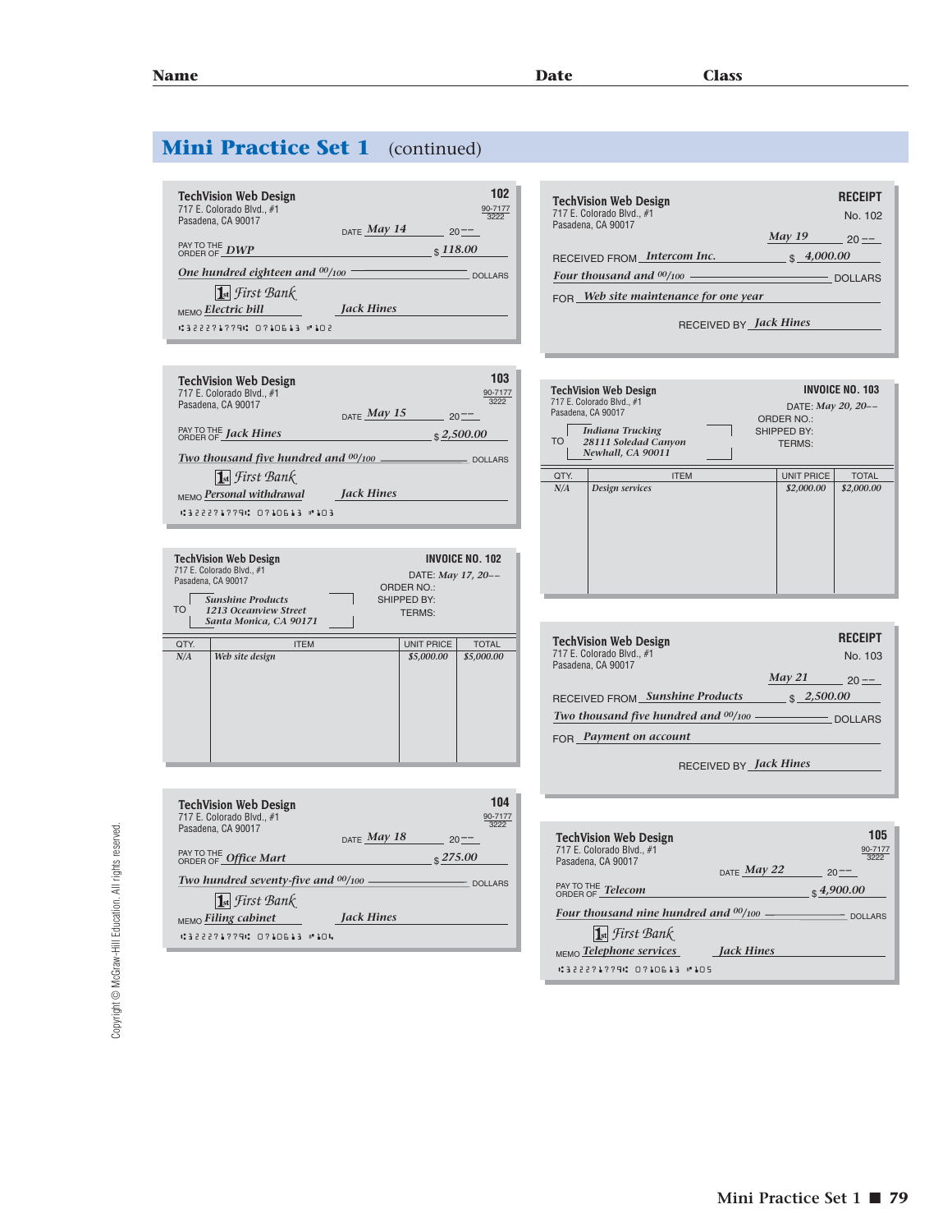Name Date Class

## Mini Practice Set 1 (continued)

**TechVision Web Design** **102**
717 E. Colorado Blvd., #1 90-7177/3222
Pasadena, CA 90017
DATE *May 14* 20––

PAY TO THE ORDER OF *DWP* $ *118.00*

*One hundred eighteen and 00/100* DOLLARS

1st First Bank

MEMO *Electric bill* *Jack Hines*

⑆322271779⑆ 0710613 ⑈102

---

**TechVision Web Design** **RECEIPT**
717 E. Colorado Blvd., #1 No. 102
Pasadena, CA 90017
*May 19* 20––

RECEIVED FROM *Intercom Inc.* $ *4,000.00*

*Four thousand and 00/100* DOLLARS

FOR *Web site maintenance for one year*

RECEIVED BY *Jack Hines*

---

**TechVision Web Design** **103**
717 E. Colorado Blvd., #1 90-7177/3222
Pasadena, CA 90017
DATE *May 15* 20––

PAY TO THE ORDER OF *Jack Hines* $ *2,500.00*

*Two thousand five hundred and 00/100* DOLLARS

1st First Bank

MEMO *Personal withdrawal* *Jack Hines*

⑆322271779⑆ 0710613 ⑈103

---

**TechVision Web Design** **INVOICE NO. 103**
717 E. Colorado Blvd., #1
Pasadena, CA 90017
DATE: *May 20, 20––*
ORDER NO.:
SHIPPED BY:
TERMS:

TO *Indiana Trucking*
*28111 Soledad Canyon*
*Newhall, CA 90011*

| QTY. | ITEM | UNIT PRICE | TOTAL |
|---|---|---|---|
| *N/A* | *Design services* | *$2,000.00* | *$2,000.00* |

---

**TechVision Web Design** **INVOICE NO. 102**
717 E. Colorado Blvd., #1
Pasadena, CA 90017
DATE: *May 17, 20––*
ORDER NO.:
SHIPPED BY:
TERMS:

TO *Sunshine Products*
*1213 Oceanview Street*
*Santa Monica, CA 90171*

| QTY. | ITEM | UNIT PRICE | TOTAL |
|---|---|---|---|
| *N/A* | *Web site design* | *$5,000.00* | *$5,000.00* |

---

**TechVision Web Design** **RECEIPT**
717 E. Colorado Blvd., #1 No. 103
Pasadena, CA 90017
*May 21* 20––

RECEIVED FROM *Sunshine Products* $ *2,500.00*

*Two thousand five hundred and 00/100* DOLLARS

FOR *Payment on account*

RECEIVED BY *Jack Hines*

---

**TechVision Web Design** **104**
717 E. Colorado Blvd., #1 90-7177/3222
Pasadena, CA 90017
DATE *May 18* 20––

PAY TO THE ORDER OF *Office Mart* $ *275.00*

*Two hundred seventy-five and 00/100* DOLLARS

1st First Bank

MEMO *Filing cabinet* *Jack Hines*

⑆322271779⑆ 0710613 ⑈104

---

**TechVision Web Design** **105**
717 E. Colorado Blvd., #1 90-7177/3222
Pasadena, CA 90017
DATE *May 22* 20––

PAY TO THE ORDER OF *Telecom* $ *4,900.00*

*Four thousand nine hundred and 00/100* DOLLARS

1st First Bank

MEMO *Telephone services* *Jack Hines*

⑆322271779⑆ 0710613 ⑈105

Copyright © McGraw-Hill Education. All rights reserved.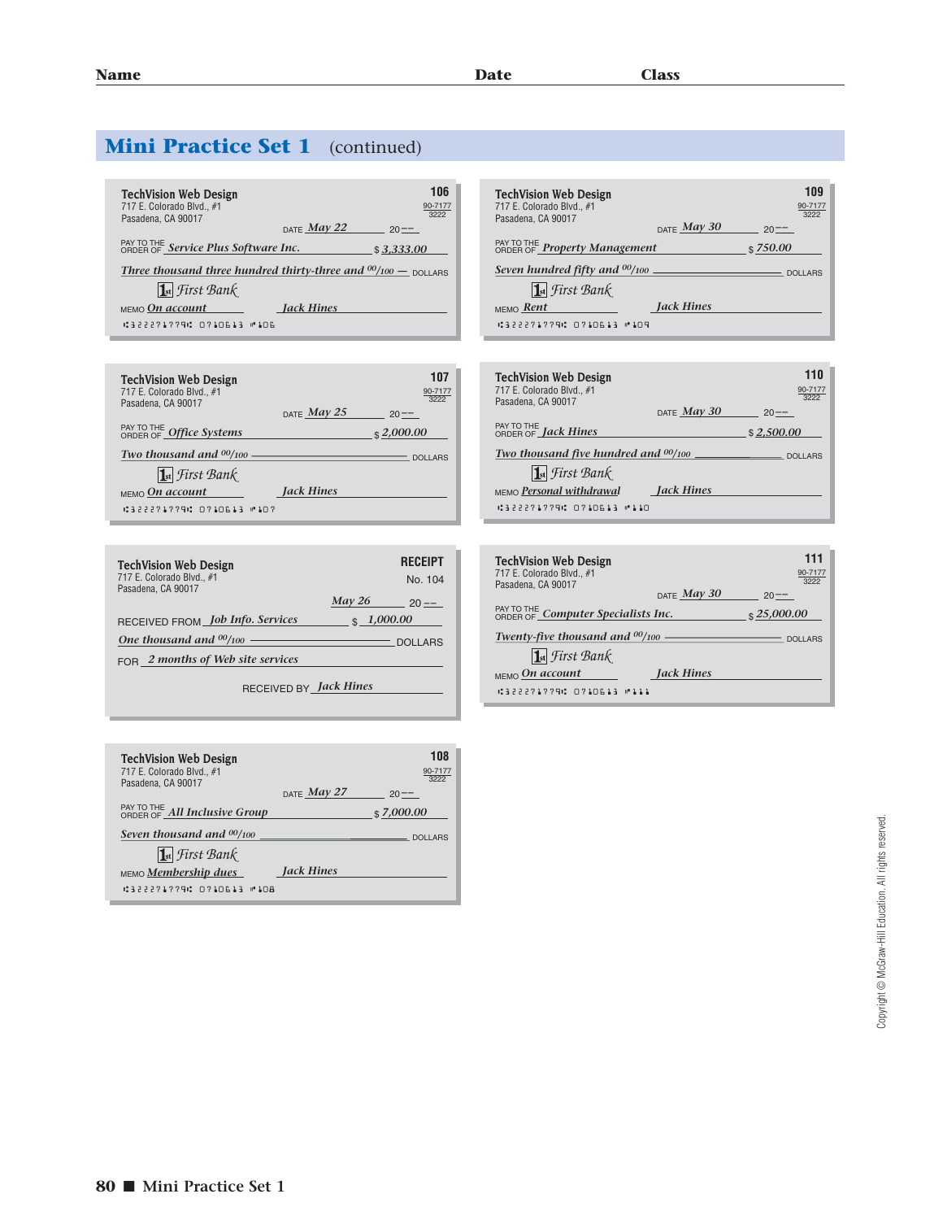Name Date Class

## Mini Practice Set 1 (continued)

**TechVision Web Design**
717 E. Colorado Blvd., #1
Pasadena, CA 90017

106
90-7177/3222

DATE *May 22* 20 __

PAY TO THE ORDER OF *Service Plus Software Inc.* $ *3,333.00*

*Three thousand three hundred thirty-three and 00/100* DOLLARS

First Bank

MEMO *On account* *Jack Hines*

⑆322271779⑆ 0710613 ⑈106

---

**TechVision Web Design**
717 E. Colorado Blvd., #1
Pasadena, CA 90017

107
90-7177/3222

DATE *May 25* 20 __

PAY TO THE ORDER OF *Office Systems* $ *2,000.00*

*Two thousand and 00/100* DOLLARS

First Bank

MEMO *On account* *Jack Hines*

⑆322271779⑆ 0710613 ⑈107

---

**TechVision Web Design**
717 E. Colorado Blvd., #1
Pasadena, CA 90017

**RECEIPT**
No. 104

*May 26* 20 __

RECEIVED FROM *Job Info. Services* $ *1,000.00*

*One thousand and 00/100* DOLLARS

FOR *2 months of Web site services*

RECEIVED BY *Jack Hines*

---

**TechVision Web Design**
717 E. Colorado Blvd., #1
Pasadena, CA 90017

108
90-7177/3222

DATE *May 27* 20 __

PAY TO THE ORDER OF *All Inclusive Group* $ *7,000.00*

*Seven thousand and 00/100* DOLLARS

First Bank

MEMO *Membership dues* *Jack Hines*

⑆322271779⑆ 0710613 ⑈108

---

**TechVision Web Design**
717 E. Colorado Blvd., #1
Pasadena, CA 90017

109
90-7177/3222

DATE *May 30* 20 __

PAY TO THE ORDER OF *Property Management* $ *750.00*

*Seven hundred fifty and 00/100* DOLLARS

First Bank

MEMO *Rent* *Jack Hines*

⑆322271779⑆ 0710613 ⑈109

---

**TechVision Web Design**
717 E. Colorado Blvd., #1
Pasadena, CA 90017

110
90-7177/3222

DATE *May 30* 20 __

PAY TO THE ORDER OF *Jack Hines* $ *2,500.00*

*Two thousand five hundred and 00/100* DOLLARS

First Bank

MEMO *Personal withdrawal* *Jack Hines*

⑆322271779⑆ 0710613 ⑈110

---

**TechVision Web Design**
717 E. Colorado Blvd., #1
Pasadena, CA 90017

111
90-7177/3222

DATE *May 30* 20 __

PAY TO THE ORDER OF *Computer Specialists Inc.* $ *25,000.00*

*Twenty-five thousand and 00/100* DOLLARS

First Bank

MEMO *On account* *Jack Hines*

⑆322271779⑆ 0710613 ⑈111

Copyright © McGraw-Hill Education. All rights reserved.